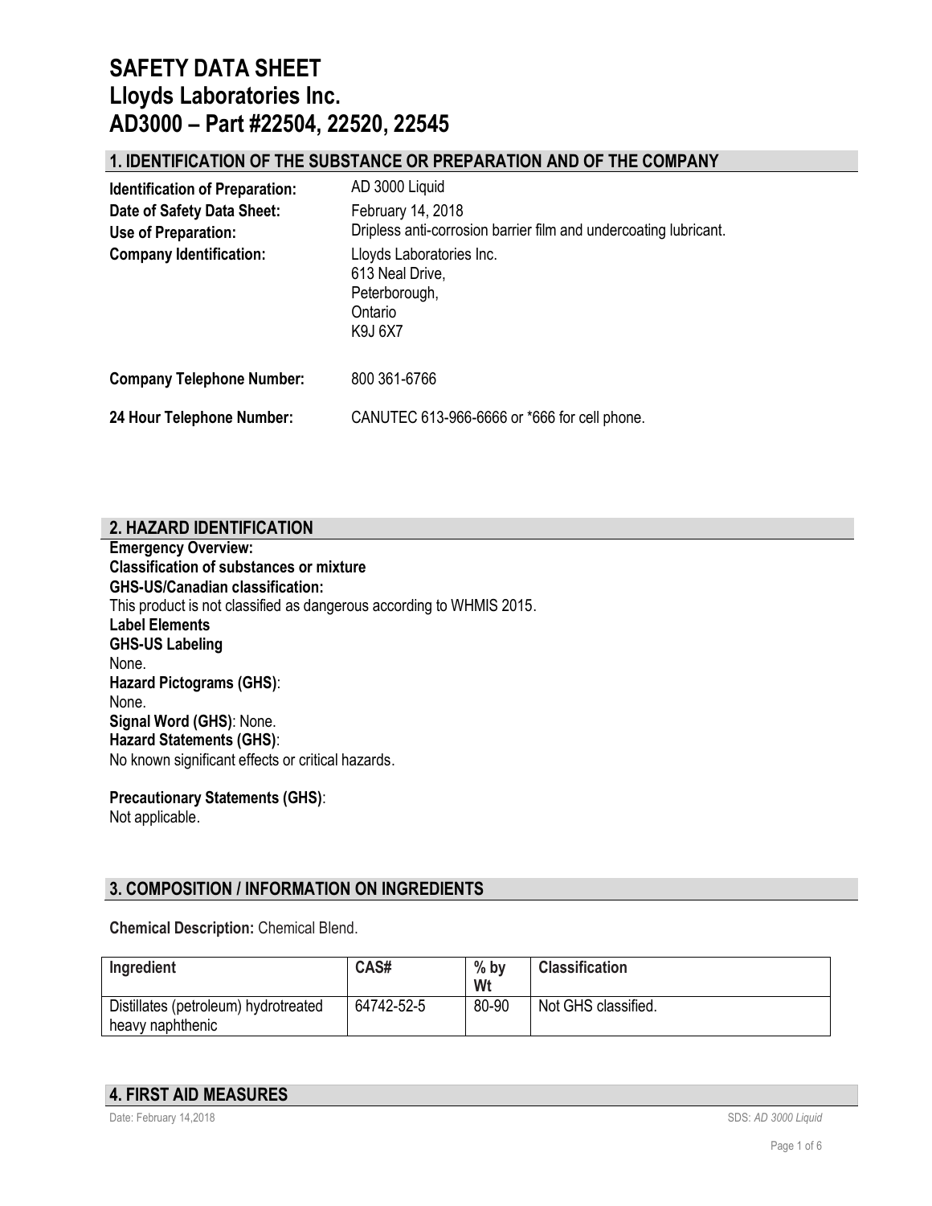# SAFETY DATA SHEET
# Lloyds Laboratories Inc.
# AD3000 – Part #22504, 22520, 22545

## 1. IDENTIFICATION OF THE SUBSTANCE OR PREPARATION AND OF THE COMPANY

**Identification of Preparation:** AD 3000 Liquid

**Date of Safety Data Sheet:** February 14, 2018

**Use of Preparation:** Dripless anti-corrosion barrier film and undercoating lubricant.

**Company Identification:** Lloyds Laboratories Inc.
613 Neal Drive,
Peterborough,
Ontario
K9J 6X7

**Company Telephone Number:** 800 361-6766

**24 Hour Telephone Number:** CANUTEC 613-966-6666 or *666 for cell phone.

## 2. HAZARD IDENTIFICATION

**Emergency Overview:**

**Classification of substances or mixture**

**GHS-US/Canadian classification:**

This product is not classified as dangerous according to WHMIS 2015.

**Label Elements**

**GHS-US Labeling**

None.

**Hazard Pictograms (GHS)**:

None.

**Signal Word (GHS)**: None.

**Hazard Statements (GHS)**:

No known significant effects or critical hazards.

**Precautionary Statements (GHS)**:

Not applicable.

## 3. COMPOSITION / INFORMATION ON INGREDIENTS

**Chemical Description:** Chemical Blend.

| Ingredient | CAS# | % by Wt | Classification |
| --- | --- | --- | --- |
| Distillates (petroleum) hydrotreated heavy naphthenic | 64742-52-5 | 80-90 | Not GHS classified. |

## 4. FIRST AID MEASURES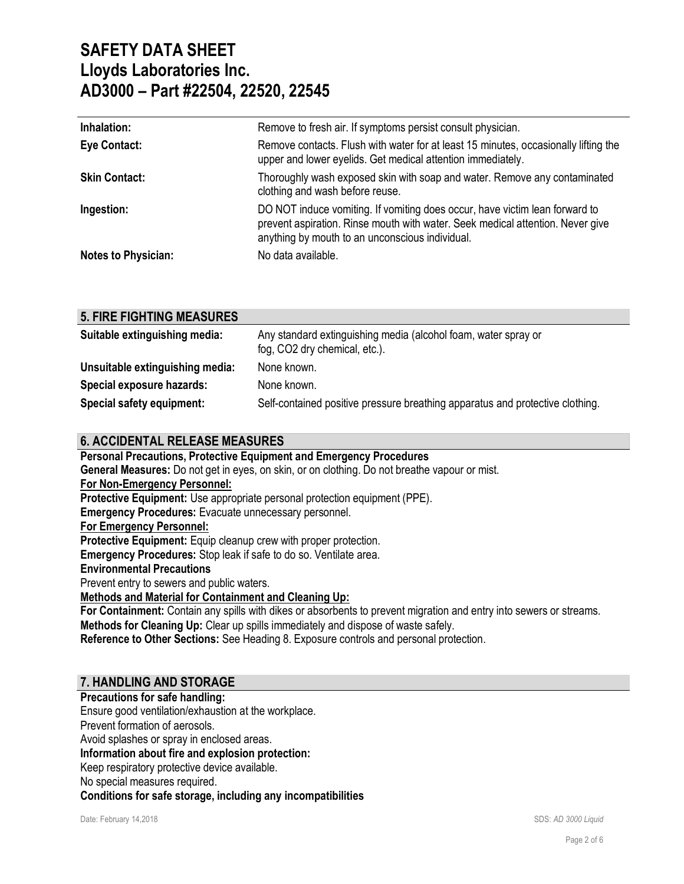| | |
|---|---|
| **Inhalation:** | Remove to fresh air. If symptoms persist consult physician. |
| **Eye Contact:** | Remove contacts. Flush with water for at least 15 minutes, occasionally lifting the upper and lower eyelids. Get medical attention immediately. |
| **Skin Contact:** | Thoroughly wash exposed skin with soap and water. Remove any contaminated clothing and wash before reuse. |
| **Ingestion:** | DO NOT induce vomiting. If vomiting does occur, have victim lean forward to prevent aspiration. Rinse mouth with water. Seek medical attention. Never give anything by mouth to an unconscious individual. |
| **Notes to Physician:** | No data available. |

## 5. FIRE FIGHTING MEASURES

| | |
|---|---|
| **Suitable extinguishing media:** | Any standard extinguishing media (alcohol foam, water spray or fog, $CO_2$ dry chemical, etc.). |
| **Unsuitable extinguishing media:** | None known. |
| **Special exposure hazards:** | None known. |
| **Special safety equipment:** | Self-contained positive pressure breathing apparatus and protective clothing. |

## 6. ACCIDENTAL RELEASE MEASURES

**Personal Precautions, Protective Equipment and Emergency Procedures**

**General Measures:** Do not get in eyes, on skin, or on clothing. Do not breathe vapour or mist.

**For Non-Emergency Personnel:**

**Protective Equipment:** Use appropriate personal protection equipment (PPE).

**Emergency Procedures:** Evacuate unnecessary personnel.

**For Emergency Personnel:**

**Protective Equipment:** Equip cleanup crew with proper protection.

**Emergency Procedures:** Stop leak if safe to do so. Ventilate area.

**Environmental Precautions**

Prevent entry to sewers and public waters.

**Methods and Material for Containment and Cleaning Up:**

**For Containment:** Contain any spills with dikes or absorbents to prevent migration and entry into sewers or streams.

**Methods for Cleaning Up:** Clear up spills immediately and dispose of waste safely.

**Reference to Other Sections:** See Heading 8. Exposure controls and personal protection.

## 7. HANDLING AND STORAGE

**Precautions for safe handling:**

Ensure good ventilation/exhaustion at the workplace.

Prevent formation of aerosols.

Avoid splashes or spray in enclosed areas.

**Information about fire and explosion protection:**

Keep respiratory protective device available.

No special measures required.

**Conditions for safe storage, including any incompatibilities**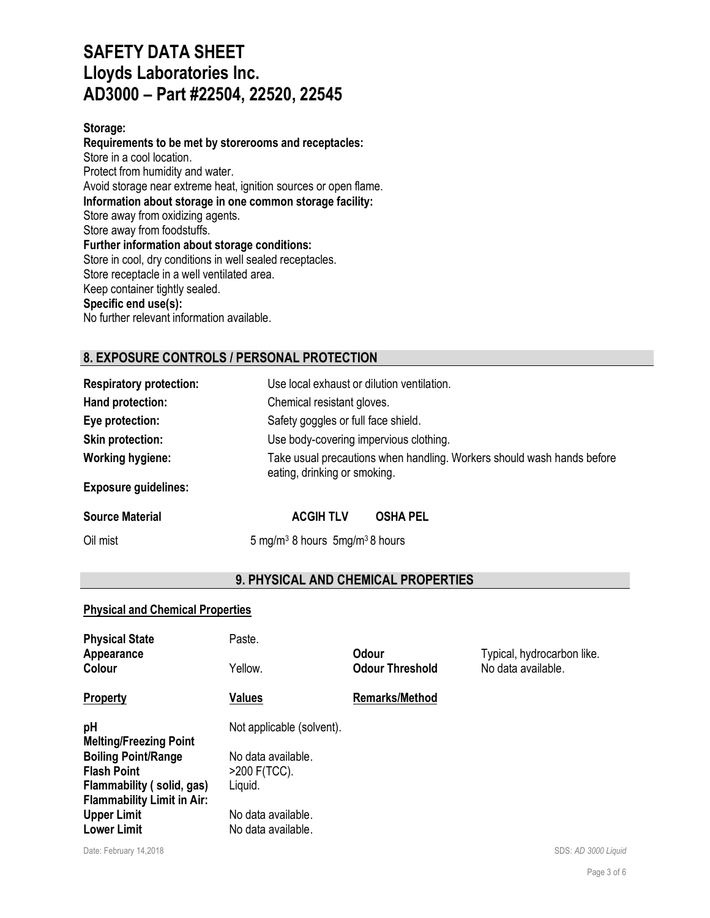**Storage:**

**Requirements to be met by storerooms and receptacles:**

Store in a cool location.

Protect from humidity and water.

Avoid storage near extreme heat, ignition sources or open flame.

**Information about storage in one common storage facility:**

Store away from oxidizing agents.

Store away from foodstuffs.

**Further information about storage conditions:**

Store in cool, dry conditions in well sealed receptacles.

Store receptacle in a well ventilated area.

Keep container tightly sealed.

**Specific end use(s):**

No further relevant information available.

## 8. EXPOSURE CONTROLS / PERSONAL PROTECTION

| | |
|---|---|
| **Respiratory protection:** | Use local exhaust or dilution ventilation. |
| **Hand protection:** | Chemical resistant gloves. |
| **Eye protection:** | Safety goggles or full face shield. |
| **Skin protection:** | Use body-covering impervious clothing. |
| **Working hygiene:** | Take usual precautions when handling. Workers should wash hands before eating, drinking or smoking. |

**Exposure guidelines:**

| **Source Material** | **ACGIH TLV** | **OSHA PEL** |
|---|---|---|
| Oil mist | 5 mg/m$^3$ 8 hours | 5mg/m$^3$ 8 hours |

## 9. PHYSICAL AND CHEMICAL PROPERTIES

**Physical and Chemical Properties**

| | | | |
|---|---|---|---|
| **Physical State** | Paste. | | |
| **Appearance** | | **Odour** | Typical, hydrocarbon like. |
| **Colour** | Yellow. | **Odour Threshold** | No data available. |

| **Property** | **Values** | **Remarks/Method** |
|---|---|---|
| **pH** | Not applicable (solvent). | |
| **Melting/Freezing Point** | | |
| **Boiling Point/Range** | No data available. | |
| **Flash Point** | >200 F(TCC). | |
| **Flammability ( solid, gas)** | Liquid. | |
| **Flammability Limit in Air:** | | |
| **Upper Limit** | No data available. | |
| **Lower Limit** | No data available. | |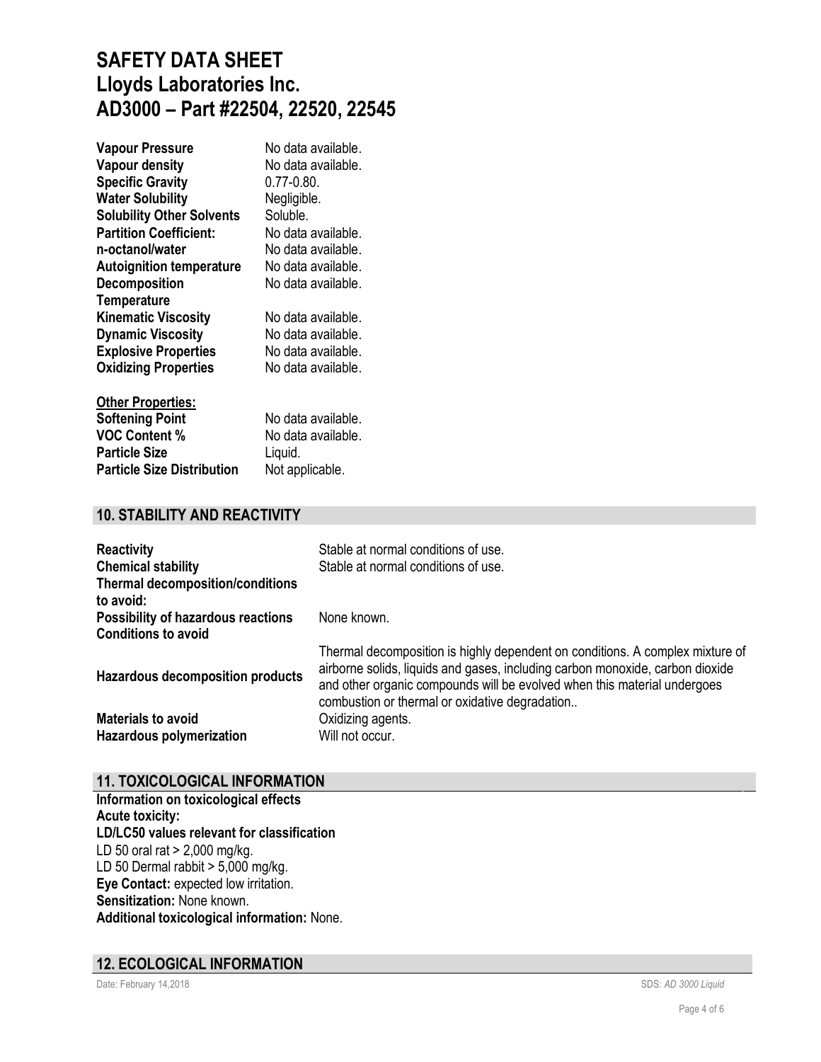| | |
|---|---|
| **Vapour Pressure** | No data available. |
| **Vapour density** | No data available. |
| **Specific Gravity** | 0.77-0.80. |
| **Water Solubility** | Negligible. |
| **Solubility Other Solvents** | Soluble. |
| **Partition Coefficient:** | No data available. |
| **n-octanol/water** | No data available. |
| **Autoignition temperature** | No data available. |
| **Decomposition Temperature** | No data available. |
| **Kinematic Viscosity** | No data available. |
| **Dynamic Viscosity** | No data available. |
| **Explosive Properties** | No data available. |
| **Oxidizing Properties** | No data available. |

**Other Properties:**

| | |
|---|---|
| **Softening Point** | No data available. |
| **VOC Content %** | No data available. |
| **Particle Size** | Liquid. |
| **Particle Size Distribution** | Not applicable. |

## 10. STABILITY AND REACTIVITY

| | |
|---|---|
| **Reactivity** | Stable at normal conditions of use. |
| **Chemical stability** | Stable at normal conditions of use. |
| **Thermal decomposition/conditions to avoid:** | |
| **Possibility of hazardous reactions** | None known. |
| **Conditions to avoid** | |
| **Hazardous decomposition products** | Thermal decomposition is highly dependent on conditions. A complex mixture of airborne solids, liquids and gases, including carbon monoxide, carbon dioxide and other organic compounds will be evolved when this material undergoes combustion or thermal or oxidative degradation.. |
| **Materials to avoid** | Oxidizing agents. |
| **Hazardous polymerization** | Will not occur. |

## 11. TOXICOLOGICAL INFORMATION

**Information on toxicological effects**
**Acute toxicity:**
**LD/LC50 values relevant for classification**
LD 50 oral rat > 2,000 mg/kg.
LD 50 Dermal rabbit > 5,000 mg/kg.
**Eye Contact:** expected low irritation.
**Sensitization:** None known.
**Additional toxicological information:** None.

## 12. ECOLOGICAL INFORMATION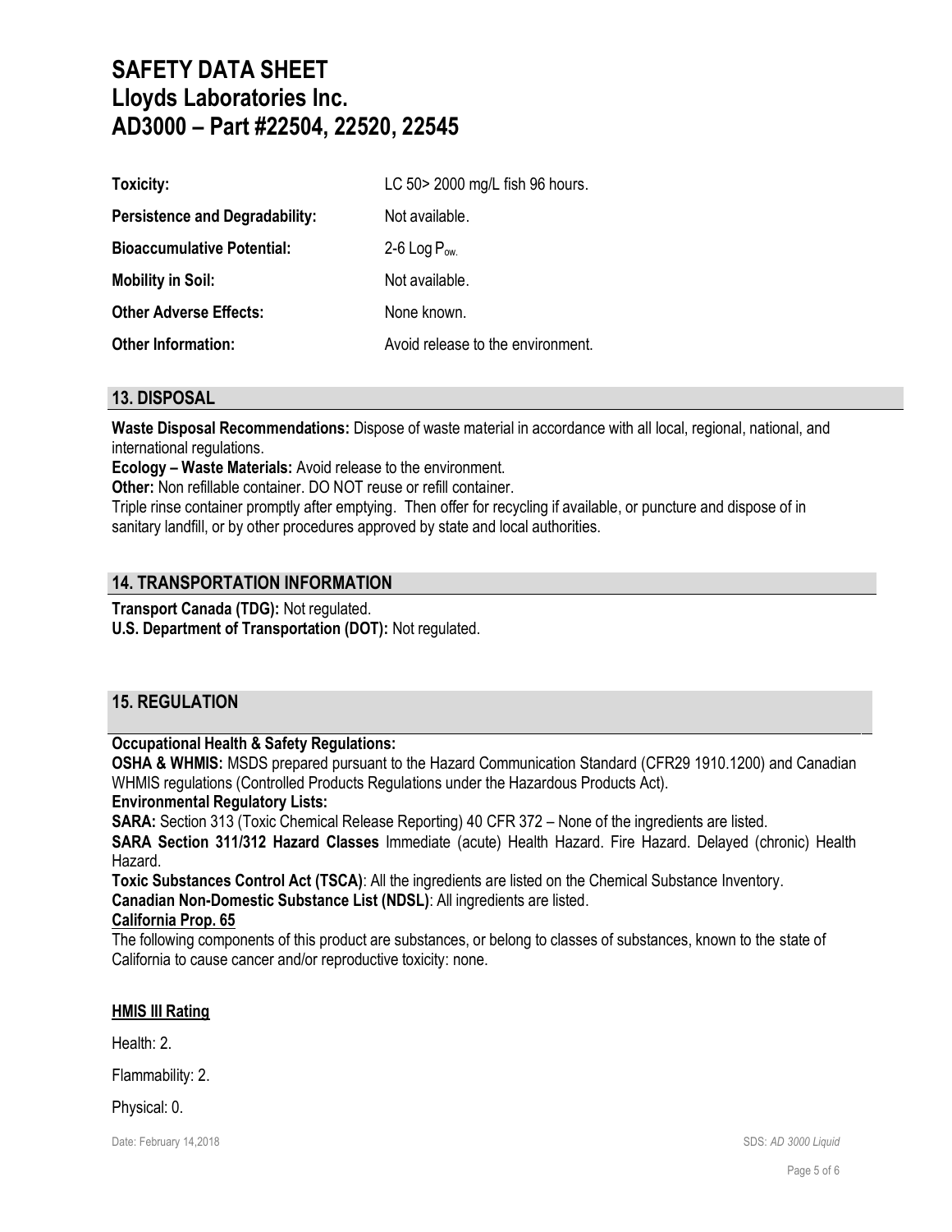| | |
|---|---|
| **Toxicity:** | LC 50> 2000 mg/L fish 96 hours. |
| **Persistence and Degradability:** | Not available. |
| **Bioaccumulative Potential:** | 2-6 Log $P_{ow.}$ |
| **Mobility in Soil:** | Not available. |
| **Other Adverse Effects:** | None known. |
| **Other Information:** | Avoid release to the environment. |

## 13. DISPOSAL

**Waste Disposal Recommendations:** Dispose of waste material in accordance with all local, regional, national, and international regulations.

**Ecology – Waste Materials:** Avoid release to the environment.

**Other:** Non refillable container. DO NOT reuse or refill container.

Triple rinse container promptly after emptying. Then offer for recycling if available, or puncture and dispose of in sanitary landfill, or by other procedures approved by state and local authorities.

## 14. TRANSPORTATION INFORMATION

**Transport Canada (TDG):** Not regulated.

**U.S. Department of Transportation (DOT):** Not regulated.

## 15. REGULATION

**Occupational Health & Safety Regulations:**

**OSHA & WHMIS:** MSDS prepared pursuant to the Hazard Communication Standard (CFR29 1910.1200) and Canadian WHMIS regulations (Controlled Products Regulations under the Hazardous Products Act).

**Environmental Regulatory Lists:**

**SARA:** Section 313 (Toxic Chemical Release Reporting) 40 CFR 372 – None of the ingredients are listed.

**SARA Section 311/312 Hazard Classes** Immediate (acute) Health Hazard. Fire Hazard. Delayed (chronic) Health Hazard.

**Toxic Substances Control Act (TSCA)**: All the ingredients are listed on the Chemical Substance Inventory.

**Canadian Non-Domestic Substance List (NDSL)**: All ingredients are listed.

**California Prop. 65**

The following components of this product are substances, or belong to classes of substances, known to the state of California to cause cancer and/or reproductive toxicity: none.

**HMIS III Rating**

Health: 2.

Flammability: 2.

Physical: 0.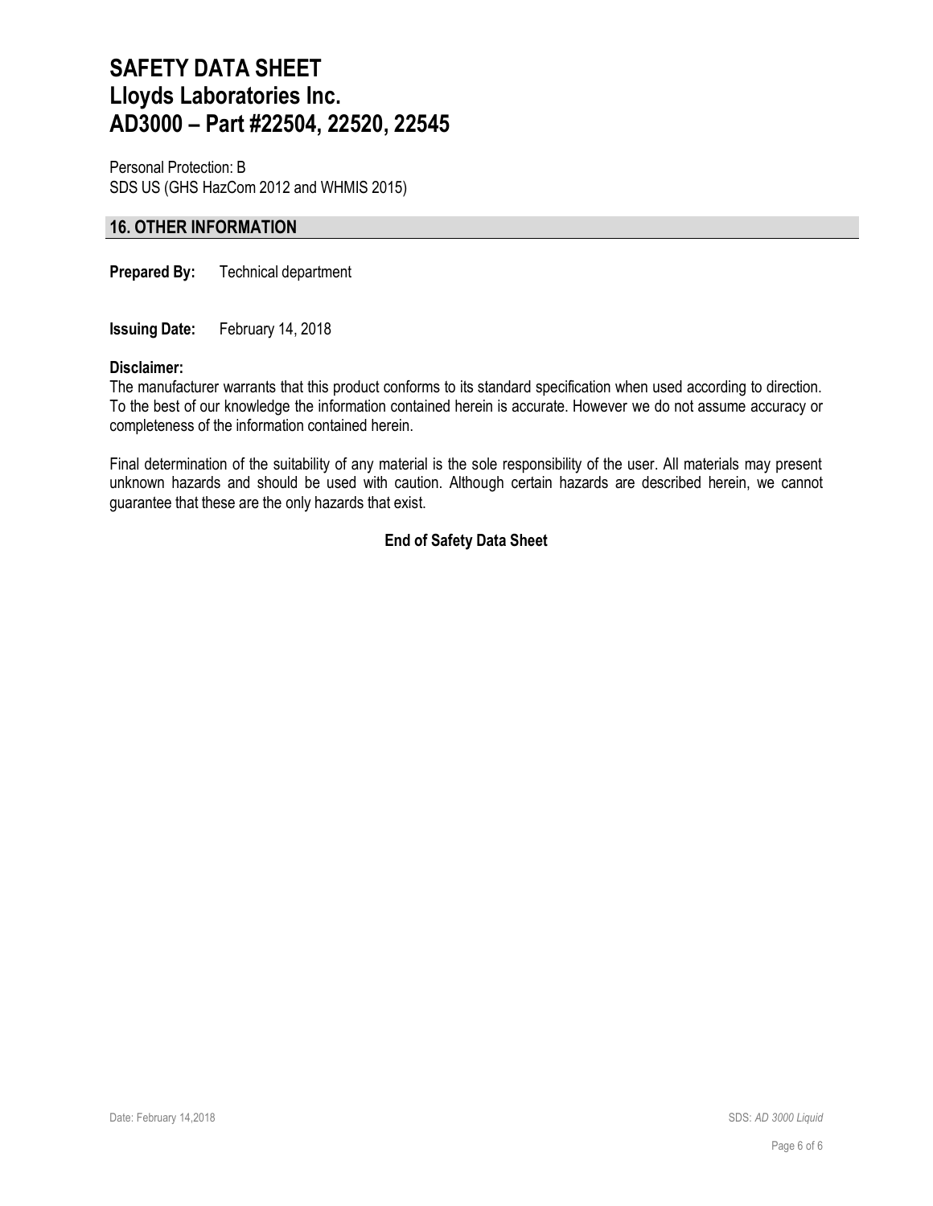# SAFETY DATA SHEET
# Lloyds Laboratories Inc.
# AD3000 – Part #22504, 22520, 22545

Personal Protection: B
SDS US (GHS HazCom 2012 and WHMIS 2015)

## 16. OTHER INFORMATION

**Prepared By:** Technical department

**Issuing Date:** February 14, 2018

**Disclaimer:**
The manufacturer warrants that this product conforms to its standard specification when used according to direction. To the best of our knowledge the information contained herein is accurate. However we do not assume accuracy or completeness of the information contained herein.

Final determination of the suitability of any material is the sole responsibility of the user. All materials may present unknown hazards and should be used with caution. Although certain hazards are described herein, we cannot guarantee that these are the only hazards that exist.

**End of Safety Data Sheet**